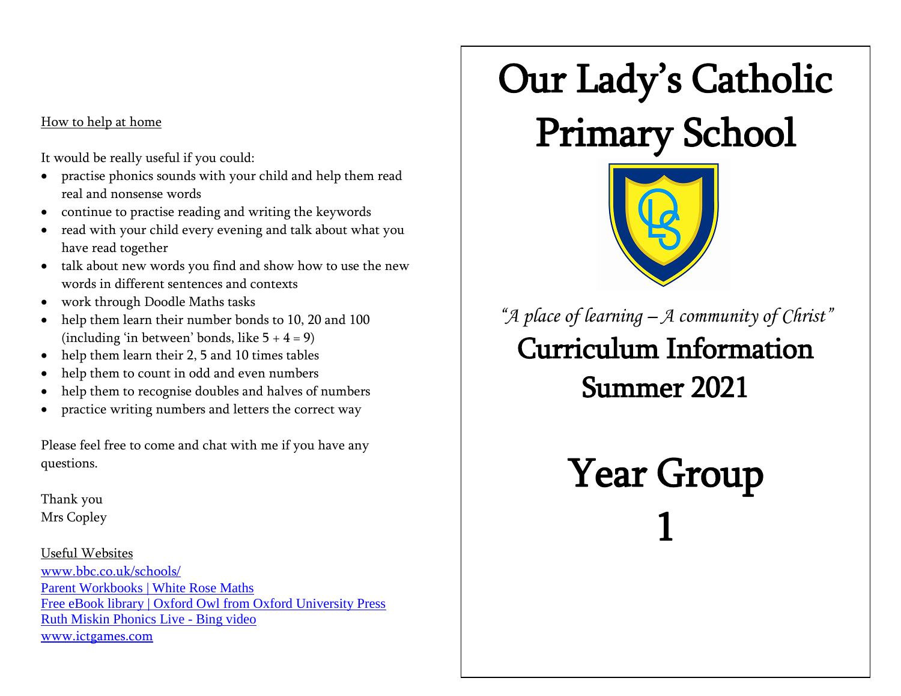How to help at home

It would be really useful if you could:

- practise phonics sounds with your child and help them read real and nonsense words
- continue to practise reading and writing the keywords
- read with your child every evening and talk about what you have read together
- talk about new words you find and show how to use the new words in different sentences and contexts
- work through Doodle Maths tasks
- help them learn their number bonds to 10, 20 and 100 (including 'in between' bonds, like 5 + 4 = 9)
- help them learn their 2, 5 and 10 times tables
- help them to count in odd and even numbers
- help them to recognise doubles and halves of numbers
- practice writing numbers and letters the correct way

Please feel free to come and chat with me if you have any questions.

Thank you
Mrs Copley

Useful Websites

www.bbc.co.uk/schools/
Parent Workbooks | White Rose Maths
Free eBook library | Oxford Owl from Oxford University Press
Ruth Miskin Phonics Live - Bing video
www.ictgames.com

# Our Lady's Catholic Primary School

*"A place of learning – A community of Christ"*

## Curriculum Information
## Summer 2021

# Year Group
# 1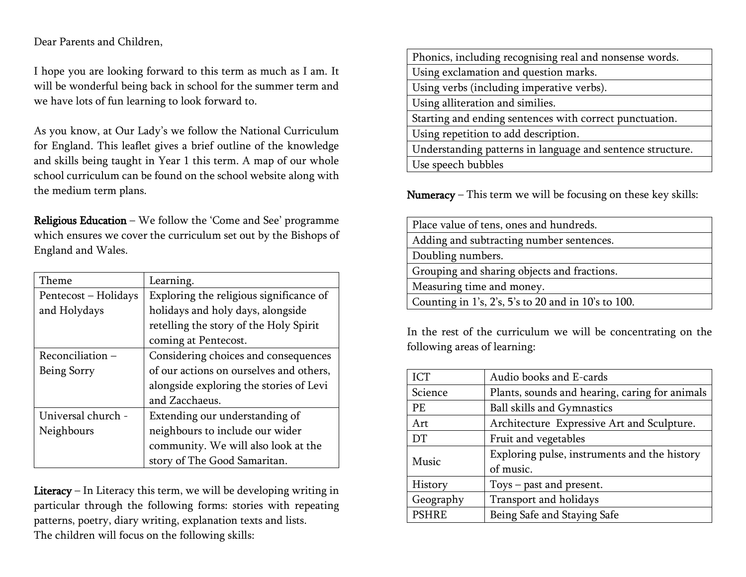Dear Parents and Children,

I hope you are looking forward to this term as much as I am. It will be wonderful being back in school for the summer term and we have lots of fun learning to look forward to.

As you know, at Our Lady's we follow the National Curriculum for England. This leaflet gives a brief outline of the knowledge and skills being taught in Year 1 this term. A map of our whole school curriculum can be found on the school website along with the medium term plans.

**Religious Education** – We follow the 'Come and See' programme which ensures we cover the curriculum set out by the Bishops of England and Wales.

| Theme | Learning. |
|---|---|
| Pentecost – Holidays and Holydays | Exploring the religious significance of holidays and holy days, alongside retelling the story of the Holy Spirit coming at Pentecost. |
| Reconciliation – Being Sorry | Considering choices and consequences of our actions on ourselves and others, alongside exploring the stories of Levi and Zacchaeus. |
| Universal church - Neighbours | Extending our understanding of neighbours to include our wider community. We will also look at the story of The Good Samaritan. |

**Literacy** – In Literacy this term, we will be developing writing in particular through the following forms: stories with repeating patterns, poetry, diary writing, explanation texts and lists.
The children will focus on the following skills:

| |
|---|
| Phonics, including recognising real and nonsense words. |
| Using exclamation and question marks. |
| Using verbs (including imperative verbs). |
| Using alliteration and similies. |
| Starting and ending sentences with correct punctuation. |
| Using repetition to add description. |
| Understanding patterns in language and sentence structure. |
| Use speech bubbles |

**Numeracy** – This term we will be focusing on these key skills:

| |
|---|
| Place value of tens, ones and hundreds. |
| Adding and subtracting number sentences. |
| Doubling numbers. |
| Grouping and sharing objects and fractions. |
| Measuring time and money. |
| Counting in 1's, 2's, 5's to 20 and in 10's to 100. |

In the rest of the curriculum we will be concentrating on the following areas of learning:

| | |
|---|---|
| ICT | Audio books and E-cards |
| Science | Plants, sounds and hearing, caring for animals |
| PE | Ball skills and Gymnastics |
| Art | Architecture Expressive Art and Sculpture. |
| DT | Fruit and vegetables |
| Music | Exploring pulse, instruments and the history of music. |
| History | Toys – past and present. |
| Geography | Transport and holidays |
| PSHRE | Being Safe and Staying Safe |